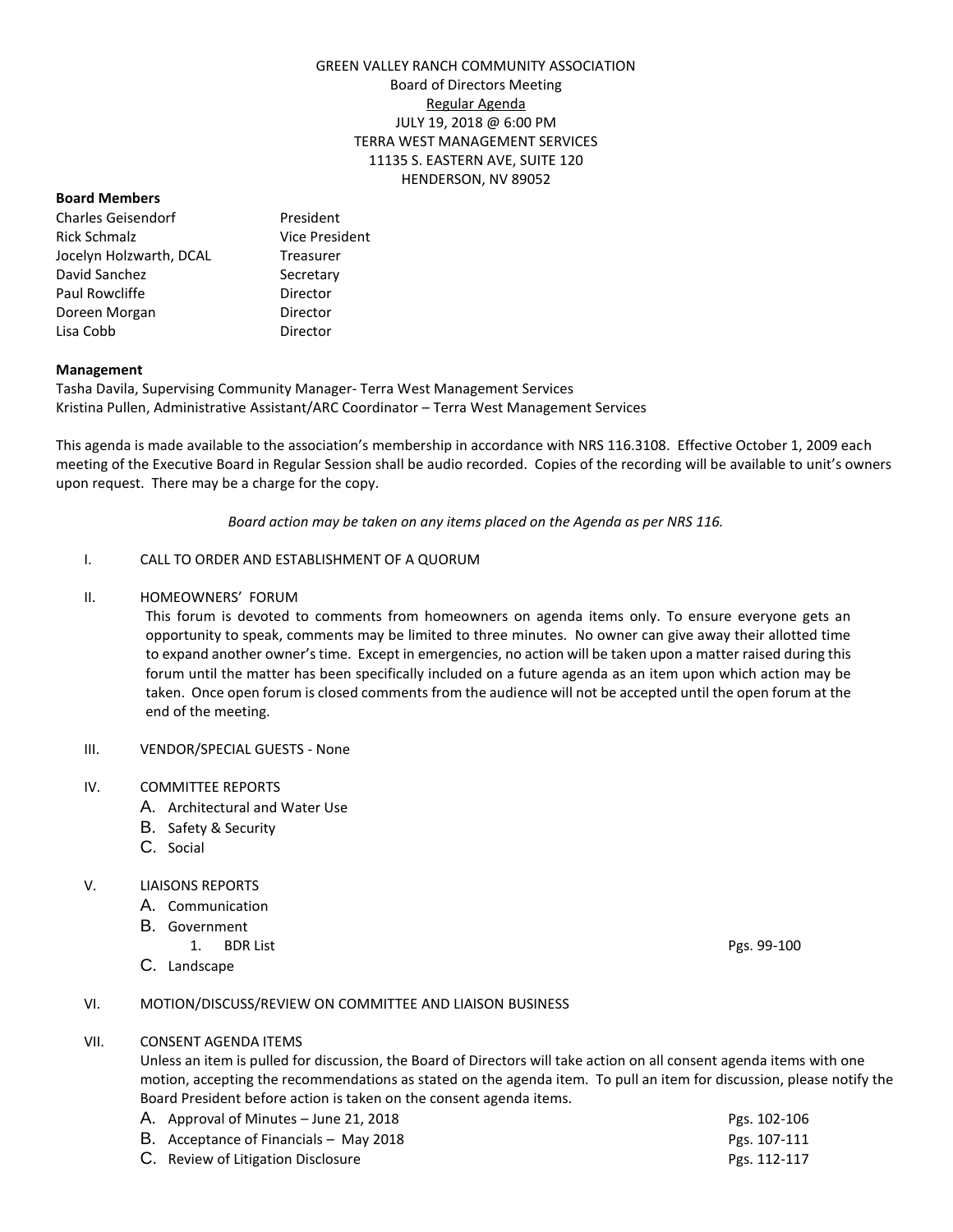GREEN VALLEY RANCH COMMUNITY ASSOCIATION
Board of Directors Meeting
Regular Agenda
JULY 19, 2018 @ 6:00 PM
TERRA WEST MANAGEMENT SERVICES
11135 S. EASTERN AVE, SUITE 120
HENDERSON, NV 89052

**Board Members**

| | |
|---|---|
| Charles Geisendorf | President |
| Rick Schmalz | Vice President |
| Jocelyn Holzwarth, DCAL | Treasurer |
| David Sanchez | Secretary |
| Paul Rowcliffe | Director |
| Doreen Morgan | Director |
| Lisa Cobb | Director |

**Management**

Tasha Davila, Supervising Community Manager- Terra West Management Services
Kristina Pullen, Administrative Assistant/ARC Coordinator – Terra West Management Services

This agenda is made available to the association's membership in accordance with NRS 116.3108. Effective October 1, 2009 each meeting of the Executive Board in Regular Session shall be audio recorded. Copies of the recording will be available to unit's owners upon request. There may be a charge for the copy.

*Board action may be taken on any items placed on the Agenda as per NRS 116.*

I. CALL TO ORDER AND ESTABLISHMENT OF A QUORUM

II. HOMEOWNERS' FORUM

This forum is devoted to comments from homeowners on agenda items only. To ensure everyone gets an opportunity to speak, comments may be limited to three minutes. No owner can give away their allotted time to expand another owner's time. Except in emergencies, no action will be taken upon a matter raised during this forum until the matter has been specifically included on a future agenda as an item upon which action may be taken. Once open forum is closed comments from the audience will not be accepted until the open forum at the end of the meeting.

III. VENDOR/SPECIAL GUESTS - None

IV. COMMITTEE REPORTS

A. Architectural and Water Use
B. Safety & Security
C. Social

V. LIAISONS REPORTS

A. Communication
B. Government
   1. BDR List — Pgs. 99-100
C. Landscape

VI. MOTION/DISCUSS/REVIEW ON COMMITTEE AND LIAISON BUSINESS

VII. CONSENT AGENDA ITEMS

Unless an item is pulled for discussion, the Board of Directors will take action on all consent agenda items with one motion, accepting the recommendations as stated on the agenda item. To pull an item for discussion, please notify the Board President before action is taken on the consent agenda items.

A. Approval of Minutes – June 21, 2018 — Pgs. 102-106
B. Acceptance of Financials – May 2018 — Pgs. 107-111
C. Review of Litigation Disclosure — Pgs. 112-117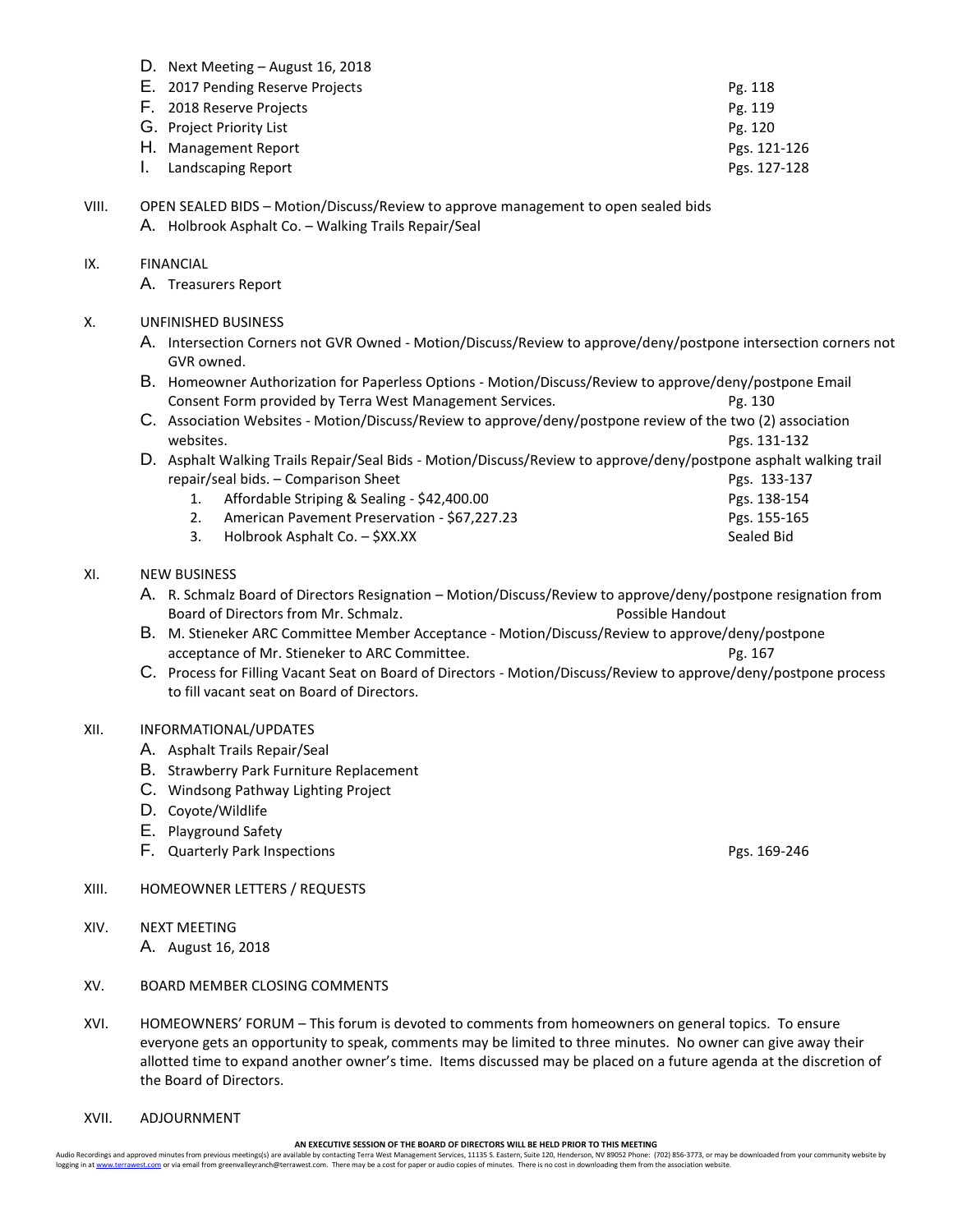- D. Next Meeting – August 16, 2018
- E. 2017 Pending Reserve Projects — Pg. 118
- F. 2018 Reserve Projects — Pg. 119
- G. Project Priority List — Pg. 120
- H. Management Report — Pgs. 121-126
- I. Landscaping Report — Pgs. 127-128

VIII. OPEN SEALED BIDS – Motion/Discuss/Review to approve management to open sealed bids
- A. Holbrook Asphalt Co. – Walking Trails Repair/Seal

IX. FINANCIAL
- A. Treasurers Report

X. UNFINISHED BUSINESS
- A. Intersection Corners not GVR Owned - Motion/Discuss/Review to approve/deny/postpone intersection corners not GVR owned.
- B. Homeowner Authorization for Paperless Options - Motion/Discuss/Review to approve/deny/postpone Email Consent Form provided by Terra West Management Services. — Pg. 130
- C. Association Websites - Motion/Discuss/Review to approve/deny/postpone review of the two (2) association websites. — Pgs. 131-132
- D. Asphalt Walking Trails Repair/Seal Bids - Motion/Discuss/Review to approve/deny/postpone asphalt walking trail repair/seal bids. – Comparison Sheet — Pgs. 133-137
  1. Affordable Striping & Sealing - $42,400.00 — Pgs. 138-154
  2. American Pavement Preservation - $67,227.23 — Pgs. 155-165
  3. Holbrook Asphalt Co. – $XX.XX — Sealed Bid

XI. NEW BUSINESS
- A. R. Schmalz Board of Directors Resignation – Motion/Discuss/Review to approve/deny/postpone resignation from Board of Directors from Mr. Schmalz. — Possible Handout
- B. M. Stieneker ARC Committee Member Acceptance - Motion/Discuss/Review to approve/deny/postpone acceptance of Mr. Stieneker to ARC Committee. — Pg. 167
- C. Process for Filling Vacant Seat on Board of Directors - Motion/Discuss/Review to approve/deny/postpone process to fill vacant seat on Board of Directors.

XII. INFORMATIONAL/UPDATES
- A. Asphalt Trails Repair/Seal
- B. Strawberry Park Furniture Replacement
- C. Windsong Pathway Lighting Project
- D. Coyote/Wildlife
- E. Playground Safety
- F. Quarterly Park Inspections — Pgs. 169-246

XIII. HOMEOWNER LETTERS / REQUESTS

XIV. NEXT MEETING
- A. August 16, 2018

XV. BOARD MEMBER CLOSING COMMENTS

XVI. HOMEOWNERS' FORUM – This forum is devoted to comments from homeowners on general topics. To ensure everyone gets an opportunity to speak, comments may be limited to three minutes. No owner can give away their allotted time to expand another owner's time. Items discussed may be placed on a future agenda at the discretion of the Board of Directors.

XVII. ADJOURNMENT

**AN EXECUTIVE SESSION OF THE BOARD OF DIRECTORS WILL BE HELD PRIOR TO THIS MEETING**

Audio Recordings and approved minutes from previous meetings(s) are available by contacting Terra West Management Services, 11135 S. Eastern, Suite 120, Henderson, NV 89052 Phone: (702) 856-3773, or may be downloaded from your community website by logging in at www.terrawest.com or via email from greenvalleyranch@terrawest.com. There may be a cost for paper or audio copies of minutes. There is no cost in downloading them from the association website.